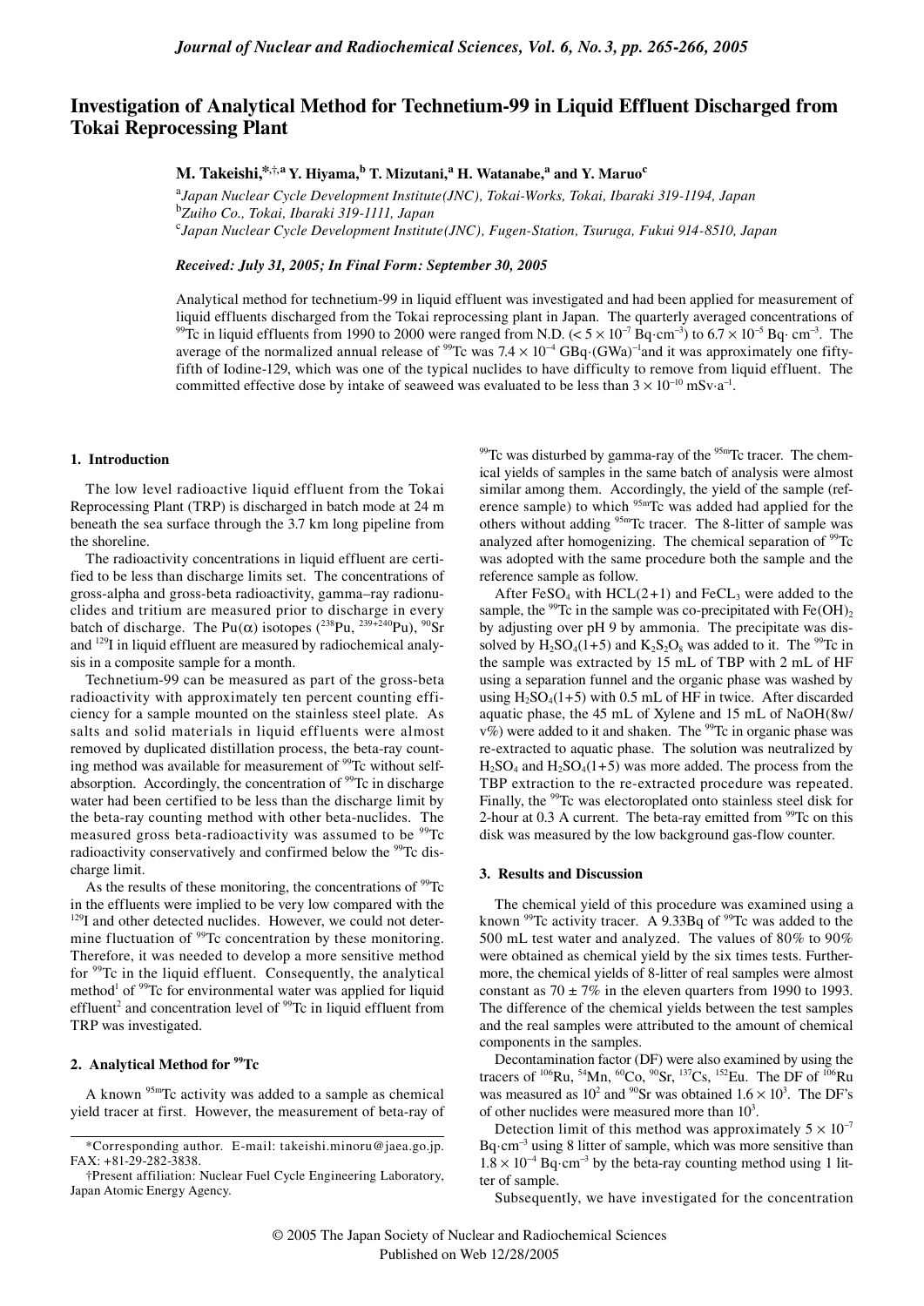# Investigation of Analytical Method for Technetium-99 in Liquid Effluent Discharged from Tokai Reprocessing Plant

**M. Takeishi,[*,†,a] Y. Hiyama,[b] T. Mizutani,[a] H. Watanabe,[a] and Y. Maruo[c]**

[a]*Japan Nuclear Cycle Development Institute(JNC), Tokai-Works, Tokai, Ibaraki 319-1194, Japan*
[b]*Zuiho Co., Tokai, Ibaraki 319-1111, Japan*
[c]*Japan Nuclear Cycle Development Institute(JNC), Fugen-Station, Tsuruga, Fukui 914-8510, Japan*

***Received: July 31, 2005; In Final Form: September 30, 2005***

Analytical method for technetium-99 in liquid effluent was investigated and had been applied for measurement of liquid effluents discharged from the Tokai reprocessing plant in Japan. The quarterly averaged concentrations of $^{99}$Tc in liquid effluents from 1990 to 2000 were ranged from N.D. ($< 5 \times 10^{-7}$ Bq·cm$^{-3}$) to $6.7 \times 10^{-5}$ Bq·cm$^{-3}$. The average of the normalized annual release of $^{99}$Tc was $7.4 \times 10^{-4}$ GBq·(GWa)$^{-1}$and it was approximately one fifty-fifth of Iodine-129, which was one of the typical nuclides to have difficulty to remove from liquid effluent. The committed effective dose by intake of seaweed was evaluated to be less than $3 \times 10^{-10}$ mSv·a$^{-1}$.

## 1. Introduction

The low level radioactive liquid effluent from the Tokai Reprocessing Plant (TRP) is discharged in batch mode at 24 m beneath the sea surface through the 3.7 km long pipeline from the shoreline.

The radioactivity concentrations in liquid effluent are certified to be less than discharge limits set. The concentrations of gross-alpha and gross-beta radioactivity, gamma–ray radionuclides and tritium are measured prior to discharge in every batch of discharge. The Pu(α) isotopes ($^{238}$Pu, $^{239+240}$Pu), $^{90}$Sr and $^{129}$I in liquid effluent are measured by radiochemical analysis in a composite sample for a month.

Technetium-99 can be measured as part of the gross-beta radioactivity with approximately ten percent counting efficiency for a sample mounted on the stainless steel plate. As salts and solid materials in liquid effluents were almost removed by duplicated distillation process, the beta-ray counting method was available for measurement of $^{99}$Tc without self-absorption. Accordingly, the concentration of $^{99}$Tc in discharge water had been certified to be less than the discharge limit by the beta-ray counting method with other beta-nuclides. The measured gross beta-radioactivity was assumed to be $^{99}$Tc radioactivity conservatively and confirmed below the $^{99}$Tc discharge limit.

As the results of these monitoring, the concentrations of $^{99}$Tc in the effluents were implied to be very low compared with the $^{129}$I and other detected nuclides. However, we could not determine fluctuation of $^{99}$Tc concentration by these monitoring. Therefore, it was needed to develop a more sensitive method for $^{99}$Tc in the liquid effluent. Consequently, the analytical method[1] of $^{99}$Tc for environmental water was applied for liquid effluent[2] and concentration level of $^{99}$Tc in liquid effluent from TRP was investigated.

## 2. Analytical Method for $^{99}$Tc

A known $^{95m}$Tc activity was added to a sample as chemical yield tracer at first. However, the measurement of beta-ray of $^{99}$Tc was disturbed by gamma-ray of the $^{95m}$Tc tracer. The chemical yields of samples in the same batch of analysis were almost similar among them. Accordingly, the yield of the sample (reference sample) to which $^{95m}$Tc was added had applied for the others without adding $^{95m}$Tc tracer. The 8-litter of sample was analyzed after homogenizing. The chemical separation of $^{99}$Tc was adopted with the same procedure both the sample and the reference sample as follow.

After $FeSO_4$ with HCL(2+1) and $FeCL_3$ were added to the sample, the $^{99}$Tc in the sample was co-precipitated with $Fe(OH)_2$ by adjusting over pH 9 by ammonia. The precipitate was dissolved by $H_2SO_4$(1+5) and $K_2S_2O_8$ was added to it. The $^{99}$Tc in the sample was extracted by 15 mL of TBP with 2 mL of HF using a separation funnel and the organic phase was washed by using $H_2SO_4$(1+5) with 0.5 mL of HF in twice. After discarded aquatic phase, the 45 mL of Xylene and 15 mL of NaOH(8w/v%) were added to it and shaken. The $^{99}$Tc in organic phase was re-extracted to aquatic phase. The solution was neutralized by $H_2SO_4$ and $H_2SO_4$(1+5) was more added. The process from the TBP extraction to the re-extracted procedure was repeated. Finally, the $^{99}$Tc was electoroplated onto stainless steel disk for 2-hour at 0.3 A current. The beta-ray emitted from $^{99}$Tc on this disk was measured by the low background gas-flow counter.

## 3. Results and Discussion

The chemical yield of this procedure was examined using a known $^{99}$Tc activity tracer. A 9.33Bq of $^{99}$Tc was added to the 500 mL test water and analyzed. The values of 80% to 90% were obtained as chemical yield by the six times tests. Furthermore, the chemical yields of 8-litter of real samples were almost constant as $70 \pm 7$% in the eleven quarters from 1990 to 1993. The difference of the chemical yields between the test samples and the real samples were attributed to the amount of chemical components in the samples.

Decontamination factor (DF) were also examined by using the tracers of $^{106}$Ru, $^{54}$Mn, $^{60}$Co, $^{90}$Sr, $^{137}$Cs, $^{152}$Eu. The DF of $^{106}$Ru was measured as $10^2$ and $^{90}$Sr was obtained $1.6 \times 10^3$. The DF's of other nuclides were measured more than $10^3$.

Detection limit of this method was approximately $5 \times 10^{-7}$ Bq·cm$^{-3}$ using 8 litter of sample, which was more sensitive than $1.8 \times 10^{-4}$ Bq·cm$^{-3}$ by the beta-ray counting method using 1 litter of sample.

Subsequently, we have investigated for the concentration

---

*Corresponding author. E-mail: takeishi.minoru@jaea.go.jp. FAX: +81-29-282-3838.

†Present affiliation: Nuclear Fuel Cycle Engineering Laboratory, Japan Atomic Energy Agency.

© 2005 The Japan Society of Nuclear and Radiochemical Sciences
Published on Web 12/28/2005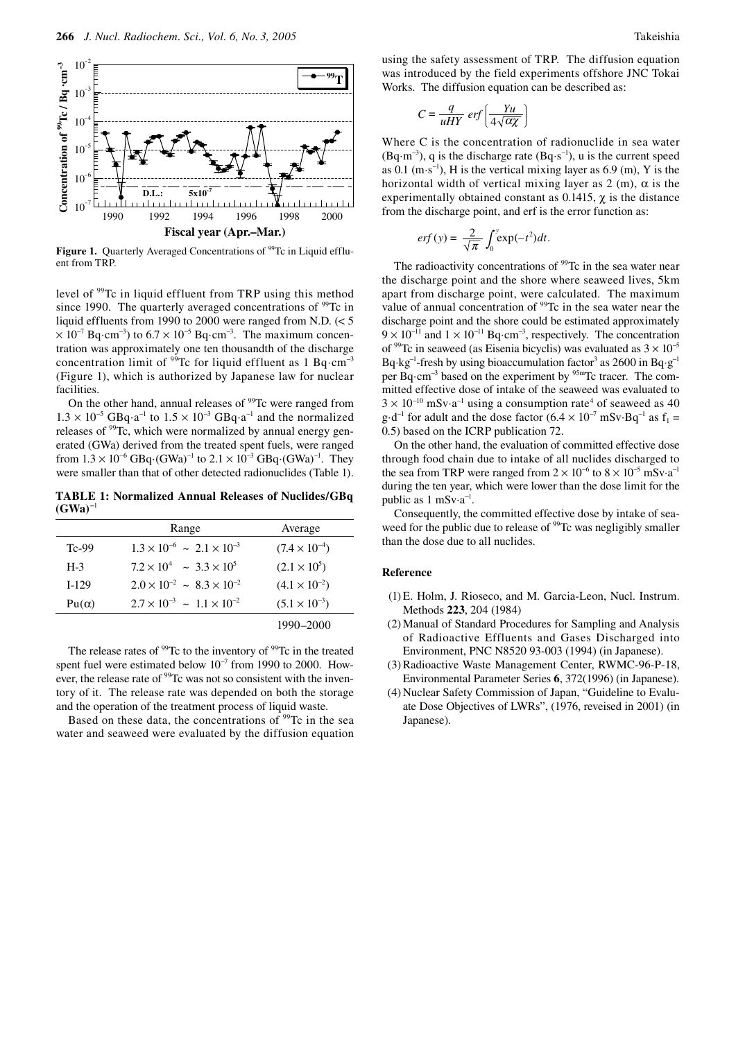1990
1992
1994
1996
1998
2000

Fiscal year (Apr.–Mar.)

Concentration of $^{99}$Tc / Bq·cm$^{-3}$

$10^{-2}$
$10^{-3}$
$10^{-4}$
$10^{-5}$
$10^{-6}$
$10^{-7}$

D.L.: $5 \times 10^{-7}$

$^{99}$T

**Figure 1.** Quarterly Averaged Concentrations of $^{99}$Tc in Liquid effluent from TRP.

level of $^{99}$Tc in liquid effluent from TRP using this method since 1990. The quarterly averaged concentrations of $^{99}$Tc in liquid effluents from 1990 to 2000 were ranged from N.D. ($< 5 \times 10^{-7}$ Bq·cm$^{-3}$) to $6.7 \times 10^{-5}$ Bq·cm$^{-3}$. The maximum concentration was approximately one ten thousandth of the discharge concentration limit of $^{99}$Tc for liquid effluent as 1 Bq·cm$^{-3}$ (Figure 1), which is authorized by Japanese law for nuclear facilities.

On the other hand, annual releases of $^{99}$Tc were ranged from $1.3 \times 10^{-5}$ GBq·a$^{-1}$ to $1.5 \times 10^{-3}$ GBq·a$^{-1}$ and the normalized releases of $^{99}$Tc, which were normalized by annual energy generated (GWa) derived from the treated spent fuels, were ranged from $1.3 \times 10^{-6}$ GBq·(GWa)$^{-1}$ to $2.1 \times 10^{-3}$ GBq·(GWa)$^{-1}$. They were smaller than that of other detected radionuclides (Table 1).

**TABLE 1: Normalized Annual Releases of Nuclides/GBq (GWa)$^{-1}$**

| | Range | Average |
|---|---|---|
| Tc-99 | $1.3 \times 10^{-6}$ ~ $2.1 \times 10^{-3}$ | $(7.4 \times 10^{-4})$ |
| H-3 | $7.2 \times 10^{4}$ ~ $3.3 \times 10^{5}$ | $(2.1 \times 10^{5})$ |
| I-129 | $2.0 \times 10^{-2}$ ~ $8.3 \times 10^{-2}$ | $(4.1 \times 10^{-2})$ |
| Pu(α) | $2.7 \times 10^{-3}$ ~ $1.1 \times 10^{-2}$ | $(5.1 \times 10^{-3})$ |
| | | 1990–2000 |

The release rates of $^{99}$Tc to the inventory of $^{99}$Tc in the treated spent fuel were estimated below $10^{-7}$ from 1990 to 2000. However, the release rate of $^{99}$Tc was not so consistent with the inventory of it. The release rate was depended on both the storage and the operation of the treatment process of liquid waste.

Based on these data, the concentrations of $^{99}$Tc in the sea water and seaweed were evaluated by the diffusion equation using the safety assessment of TRP. The diffusion equation was introduced by the field experiments offshore JNC Tokai Works. The diffusion equation can be described as:

$$C = \frac{q}{uHY}\, erf\left(\frac{Yu}{4\sqrt{\alpha\chi}}\right)$$

Where C is the concentration of radionuclide in sea water (Bq·m$^{-3}$), q is the discharge rate (Bq·s$^{-1}$), u is the current speed as 0.1 (m·s$^{-1}$), H is the vertical mixing layer as 6.9 (m), Y is the horizontal width of vertical mixing layer as 2 (m), $\alpha$ is the experimentally obtained constant as 0.1415, $\chi$ is the distance from the discharge point, and erf is the error function as:

$$erf\,(y) = \frac{2}{\sqrt{\pi}}\int_0^y \exp(-t^2)dt.$$

The radioactivity concentrations of $^{99}$Tc in the sea water near the discharge point and the shore where seaweed lives, 5km apart from discharge point, were calculated. The maximum value of annual concentration of $^{99}$Tc in the sea water near the discharge point and the shore could be estimated approximately $9 \times 10^{-11}$ and $1 \times 10^{-11}$ Bq·cm$^{-3}$, respectively. The concentration of $^{99}$Tc in seaweed (as Eisenia bicyclis) was evaluated as $3 \times 10^{-5}$ Bq·kg$^{-1}$-fresh by using bioaccumulation factor[3] as 2600 in Bq·g$^{-1}$ per Bq·cm$^{-3}$ based on the experiment by $^{95m}$Tc tracer. The committed effective dose of intake of the seaweed was evaluated to $3 \times 10^{-10}$ mSv·a$^{-1}$ using a consumption rate[4] of seaweed as 40 g·d$^{-1}$ for adult and the dose factor ($6.4 \times 10^{-7}$ mSv·Bq$^{-1}$ as $f_1 = 0.5$) based on the ICRP publication 72.

On the other hand, the evaluation of committed effective dose through food chain due to intake of all nuclides discharged to the sea from TRP were ranged from $2 \times 10^{-6}$ to $8 \times 10^{-5}$ mSv·a$^{-1}$ during the ten year, which were lower than the dose limit for the public as 1 mSv·a$^{-1}$.

Consequently, the committed effective dose by intake of seaweed for the public due to release of $^{99}$Tc was negligibly smaller than the dose due to all nuclides.

## Reference

(1) E. Holm, J. Rioseco, and M. Garcia-Leon, Nucl. Instrum. Methods **223**, 204 (1984)

(2) Manual of Standard Procedures for Sampling and Analysis of Radioactive Effluents and Gases Discharged into Environment, PNC N8520 93-003 (1994) (in Japanese).

(3) Radioactive Waste Management Center, RWMC-96-P-18, Environmental Parameter Series **6**, 372(1996) (in Japanese).

(4) Nuclear Safety Commission of Japan, "Guideline to Evaluate Dose Objectives of LWRs", (1976, reveised in 2001) (in Japanese).